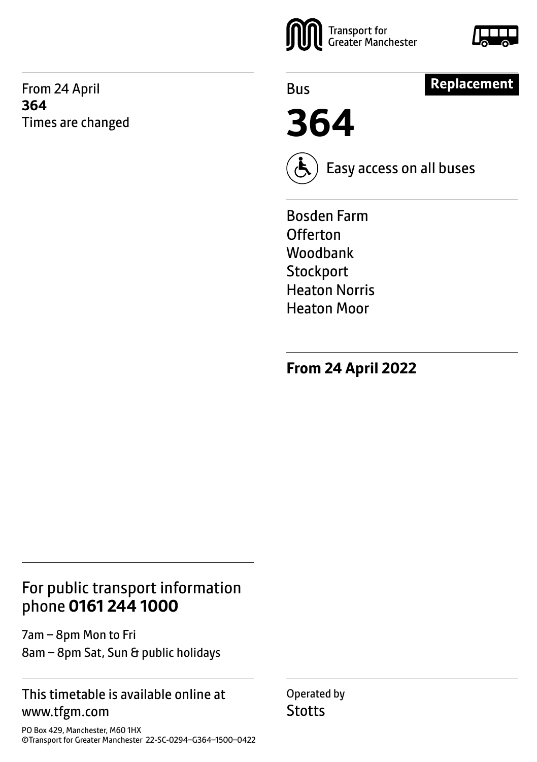From 24 April
**364**
Times are changed

Transport for Greater Manchester

Bus

**Replacement**

# 364

Easy access on all buses

Bosden Farm
Offerton
Woodbank
Stockport
Heaton Norris
Heaton Moor

**From 24 April 2022**

For public transport information phone **0161 244 1000**

7am – 8pm Mon to Fri
8am – 8pm Sat, Sun & public holidays

This timetable is available online at www.tfgm.com

PO Box 429, Manchester, M60 1HX
©Transport for Greater Manchester 22-SC-0294–G364–1500–0422

Operated by
Stotts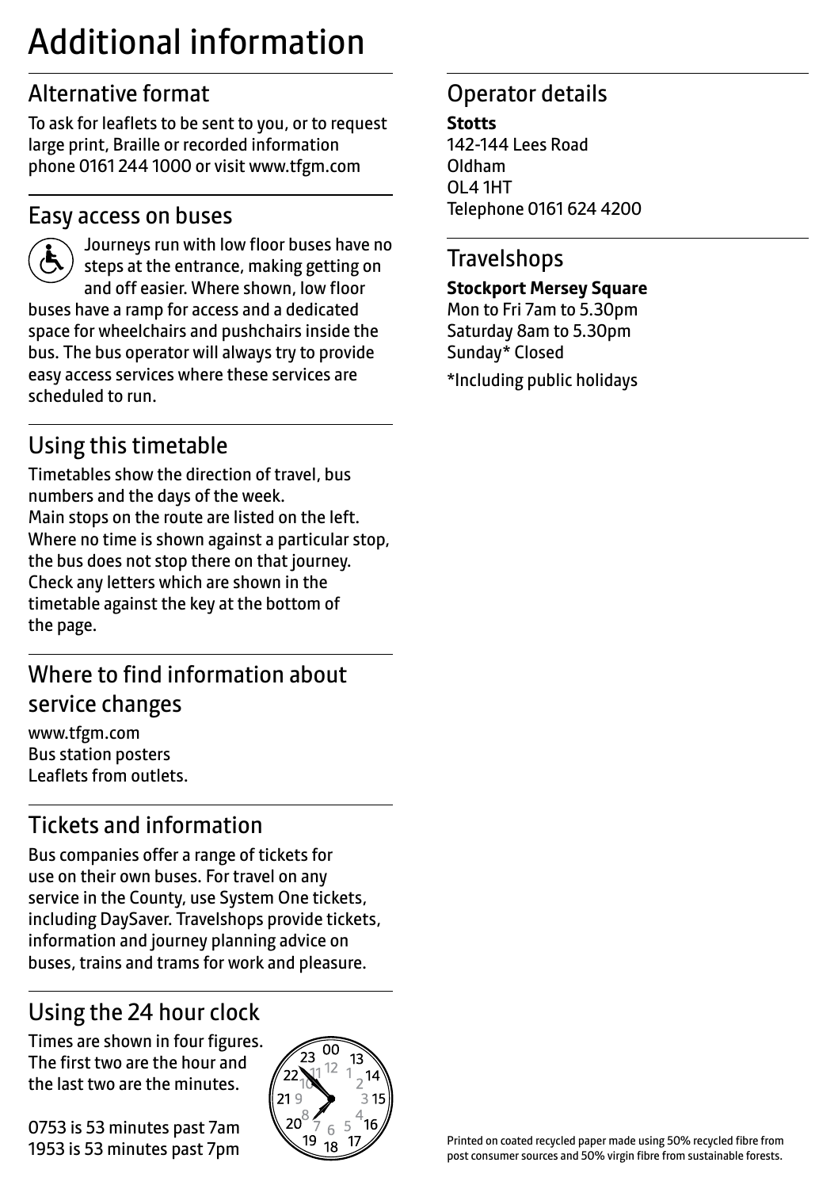# Additional information

## Alternative format

To ask for leaflets to be sent to you, or to request large print, Braille or recorded information phone 0161 244 1000 or visit www.tfgm.com

## Easy access on buses

Journeys run with low floor buses have no steps at the entrance, making getting on and off easier. Where shown, low floor buses have a ramp for access and a dedicated space for wheelchairs and pushchairs inside the bus. The bus operator will always try to provide easy access services where these services are scheduled to run.

## Using this timetable

Timetables show the direction of travel, bus numbers and the days of the week.
Main stops on the route are listed on the left. Where no time is shown against a particular stop, the bus does not stop there on that journey. Check any letters which are shown in the timetable against the key at the bottom of the page.

## Where to find information about service changes

www.tfgm.com
Bus station posters
Leaflets from outlets.

## Tickets and information

Bus companies offer a range of tickets for use on their own buses. For travel on any service in the County, use System One tickets, including DaySaver. Travelshops provide tickets, information and journey planning advice on buses, trains and trams for work and pleasure.

## Using the 24 hour clock

Times are shown in four figures. The first two are the hour and the last two are the minutes.

0753 is 53 minutes past 7am
1953 is 53 minutes past 7pm

## Operator details

**Stotts**
142-144 Lees Road
Oldham
OL4 1HT
Telephone 0161 624 4200

## Travelshops

**Stockport Mersey Square**
Mon to Fri 7am to 5.30pm
Saturday 8am to 5.30pm
Sunday* Closed

*Including public holidays

Printed on coated recycled paper made using 50% recycled fibre from post consumer sources and 50% virgin fibre from sustainable forests.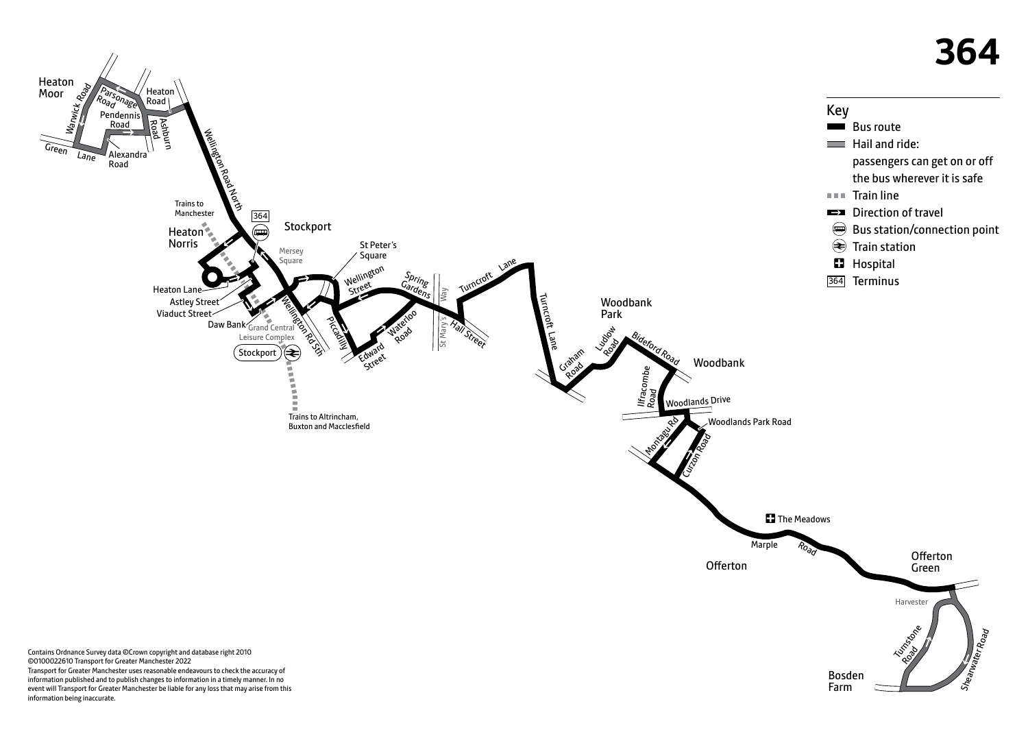# 364

## Key

- Bus route
- Hail and ride: passengers can get on or off the bus wherever it is safe
- Train line
- Direction of travel
- Bus station/connection point
- Train station
- Hospital
- 364 Terminus

Heaton Moor

Warwick Road

Parsonage Road

Heaton Road

Pendennis Road

Ashburn Road

Green Lane

Alexandra Road

Wellington Road North

Trains to Manchester

364

Heaton Norris

Stockport

Mersey Square

St Peter's Square

Heaton Lane

Astley Street

Viaduct Street

Daw Bank

Grand Central Leisure Complex

Stockport

Trains to Altrincham, Buxton and Macclesfield

Wellington Rd Sth

Piccadilly

Wellington Street

Edward Street

Waterloo Road

Spring Gardens

St Mary's Way

Hall Street

Turncroft Lane

Woodbank Park

Graham Road

Ludlow Road

Bideford Road

Woodbank

Ilfracombe Road

Woodlands Drive

Woodlands Park Road

Montagu Rd

Curzon Road

The Meadows

Marple Road

Offerton

Offerton Green

Harvester

Turnstone Road

Shearwater Road

Bosden Farm

Contains Ordnance Survey data ©Crown copyright and database right 2010
©0100022610 Transport for Greater Manchester 2022
Transport for Greater Manchester uses reasonable endeavours to check the accuracy of information published and to publish changes to information in a timely manner. In no event will Transport for Greater Manchester be liable for any loss that may arise from this information being inaccurate.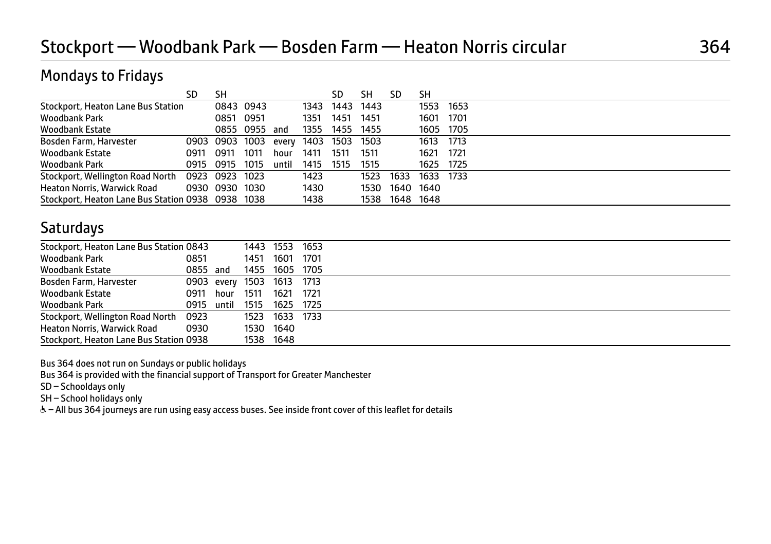# Stockport — Woodbank Park — Bosden Farm — Heaton Norris circular 364

## Mondays to Fridays

| | SD | SH | | | | SD | SH | SD | SH | |
|---|---|---|---|---|---|---|---|---|---|---|
| Stockport, Heaton Lane Bus Station | | 0843 | 0943 | | 1343 | 1443 | 1443 | | 1553 | 1653 |
| Woodbank Park | | 0851 | 0951 | | 1351 | 1451 | 1451 | | 1601 | 1701 |
| Woodbank Estate | | 0855 | 0955 | and | 1355 | 1455 | 1455 | | 1605 | 1705 |
| Bosden Farm, Harvester | 0903 | 0903 | 1003 | every | 1403 | 1503 | 1503 | | 1613 | 1713 |
| Woodbank Estate | 0911 | 0911 | 1011 | hour | 1411 | 1511 | 1511 | | 1621 | 1721 |
| Woodbank Park | 0915 | 0915 | 1015 | until | 1415 | 1515 | 1515 | | 1625 | 1725 |
| Stockport, Wellington Road North | 0923 | 0923 | 1023 | | 1423 | | 1523 | 1633 | 1633 | 1733 |
| Heaton Norris, Warwick Road | 0930 | 0930 | 1030 | | 1430 | | 1530 | 1640 | 1640 | |
| Stockport, Heaton Lane Bus Station | 0938 | 0938 | 1038 | | 1438 | | 1538 | 1648 | 1648 | |

## Saturdays

| | | | | | |
|---|---|---|---|---|---|
| Stockport, Heaton Lane Bus Station | 0843 | | 1443 | 1553 | 1653 |
| Woodbank Park | 0851 | | 1451 | 1601 | 1701 |
| Woodbank Estate | 0855 | and | 1455 | 1605 | 1705 |
| Bosden Farm, Harvester | 0903 | every | 1503 | 1613 | 1713 |
| Woodbank Estate | 0911 | hour | 1511 | 1621 | 1721 |
| Woodbank Park | 0915 | until | 1515 | 1625 | 1725 |
| Stockport, Wellington Road North | 0923 | | 1523 | 1633 | 1733 |
| Heaton Norris, Warwick Road | 0930 | | 1530 | 1640 | |
| Stockport, Heaton Lane Bus Station | 0938 | | 1538 | 1648 | |

Bus 364 does not run on Sundays or public holidays

Bus 364 is provided with the financial support of Transport for Greater Manchester

SD – Schooldays only

SH – School holidays only

♿ – All bus 364 journeys are run using easy access buses. See inside front cover of this leaflet for details